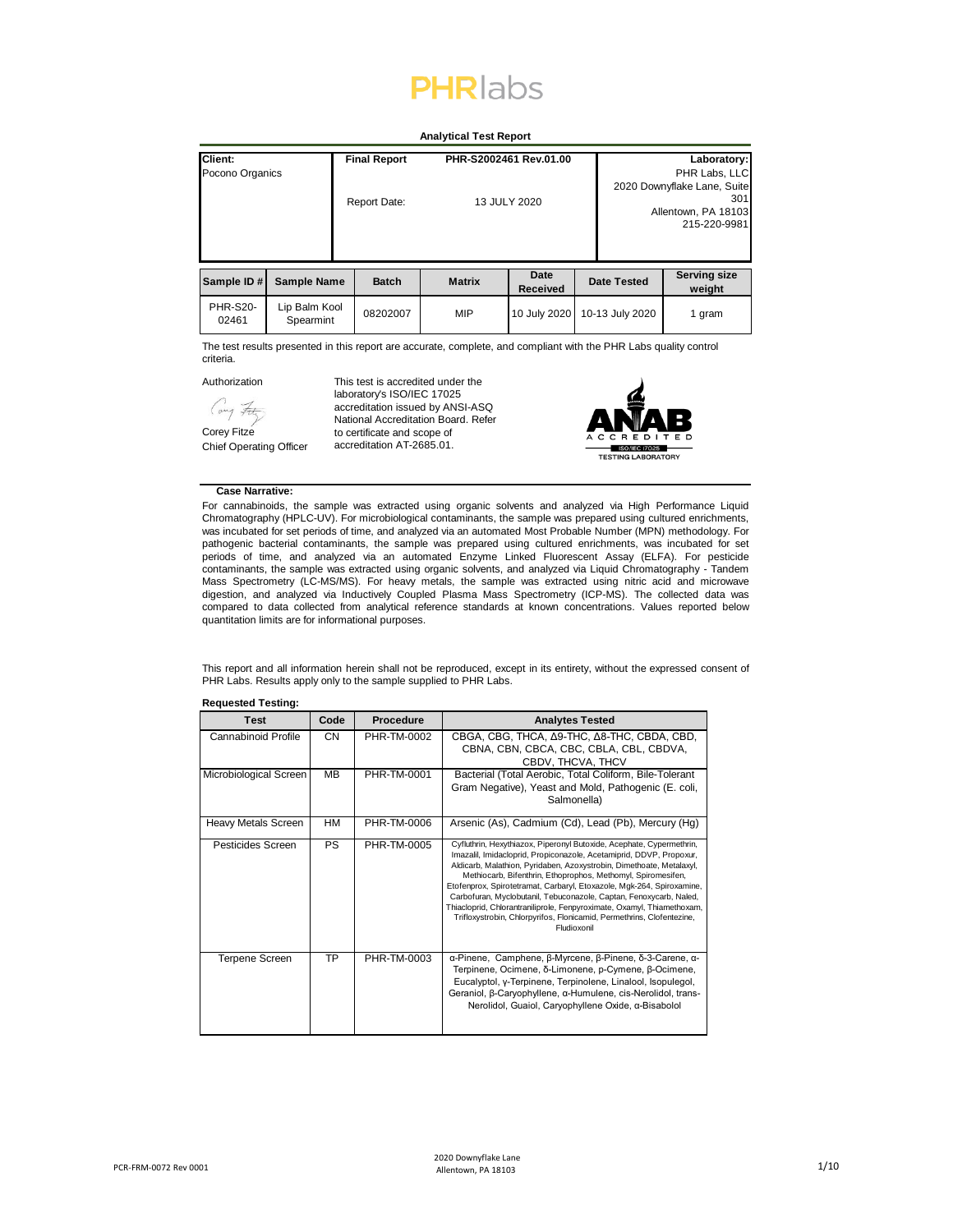# PHRlabs

**Analytical Test Report**

| **Client:** | **Final Report** | **PHR-S2002461 Rev.01.00** | **Laboratory:** |
|---|---|---|---|
| Pocono Organics | Report Date: | 13 JULY 2020 | PHR Labs, LLC<br>2020 Downyflake Lane, Suite 301<br>Allentown, PA 18103<br>215-220-9981 |

| Sample ID # | Sample Name | Batch | Matrix | Date Received | Date Tested | Serving size weight |
|---|---|---|---|---|---|---|
| PHR-S20-02461 | Lip Balm Kool Spearmint | 08202007 | MIP | 10 July 2020 | 10-13 July 2020 | 1 gram |

The test results presented in this report are accurate, complete, and compliant with the PHR Labs quality control criteria.

Authorization

Corey Fitze
Chief Operating Officer

This test is accredited under the laboratory's ISO/IEC 17025 accreditation issued by ANSI-ASQ National Accreditation Board. Refer to certificate and scope of accreditation AT-2685.01.

ANAB ACCREDITED ISO/IEC 17025 TESTING LABORATORY

**Case Narrative:**

For cannabinoids, the sample was extracted using organic solvents and analyzed via High Performance Liquid Chromatography (HPLC-UV). For microbiological contaminants, the sample was prepared using cultured enrichments, was incubated for set periods of time, and analyzed via an automated Most Probable Number (MPN) methodology. For pathogenic bacterial contaminants, the sample was prepared using cultured enrichments, was incubated for set periods of time, and analyzed via an automated Enzyme Linked Fluorescent Assay (ELFA). For pesticide contaminants, the sample was extracted using organic solvents, and analyzed via Liquid Chromatography - Tandem Mass Spectrometry (LC-MS/MS). For heavy metals, the sample was extracted using nitric acid and microwave digestion, and analyzed via Inductively Coupled Plasma Mass Spectrometry (ICP-MS). The collected data was compared to data collected from analytical reference standards at known concentrations. Values reported below quantitation limits are for informational purposes.

This report and all information herein shall not be reproduced, except in its entirety, without the expressed consent of PHR Labs. Results apply only to the sample supplied to PHR Labs.

**Requested Testing:**

| Test | Code | Procedure | Analytes Tested |
|---|---|---|---|
| Cannabinoid Profile | CN | PHR-TM-0002 | CBGA, CBG, THCA, Δ9-THC, Δ8-THC, CBDA, CBD, CBNA, CBN, CBCA, CBC, CBLA, CBL, CBDVA, CBDV, THCVA, THCV |
| Microbiological Screen | MB | PHR-TM-0001 | Bacterial (Total Aerobic, Total Coliform, Bile-Tolerant Gram Negative), Yeast and Mold, Pathogenic (E. coli, Salmonella) |
| Heavy Metals Screen | HM | PHR-TM-0006 | Arsenic (As), Cadmium (Cd), Lead (Pb), Mercury (Hg) |
| Pesticides Screen | PS | PHR-TM-0005 | Cyfluthrin, Hexythiazox, Piperonyl Butoxide, Acephate, Cypermethrin, Imazalil, Imidacloprid, Propiconazole, Acetamiprid, DDVP, Propoxur, Aldicarb, Malathion, Pyridaben, Azoxystrobin, Dimethoate, Metalaxyl, Methiocarb, Bifenthrin, Ethoprophos, Methomyl, Spiromesifen, Etofenprox, Spirotetramat, Carbaryl, Etoxazole, Mgk-264, Spiroxamine, Carbofuran, Myclobutanil, Tebuconazole, Captan, Fenoxycarb, Naled, Thiacloprid, Chlorantraniliprole, Fenpyroximate, Oxamyl, Thiamethoxam, Trifloxystrobin, Chlorpyrifos, Flonicamid, Permethrins, Clofentezine, Fludioxonil |
| Terpene Screen | TP | PHR-TM-0003 | α-Pinene, Camphene, β-Myrcene, β-Pinene, δ-3-Carene, α-Terpinene, Ocimene, δ-Limonene, p-Cymene, β-Ocimene, Eucalyptol, γ-Terpinene, Terpinolene, Linalool, Isopulegol, Geraniol, β-Caryophyllene, α-Humulene, cis-Nerolidol, trans-Nerolidol, Guaiol, Caryophyllene Oxide, α-Bisabolol |

PCR-FRM-0072 Rev 0001

2020 Downyflake Lane
Allentown, PA 18103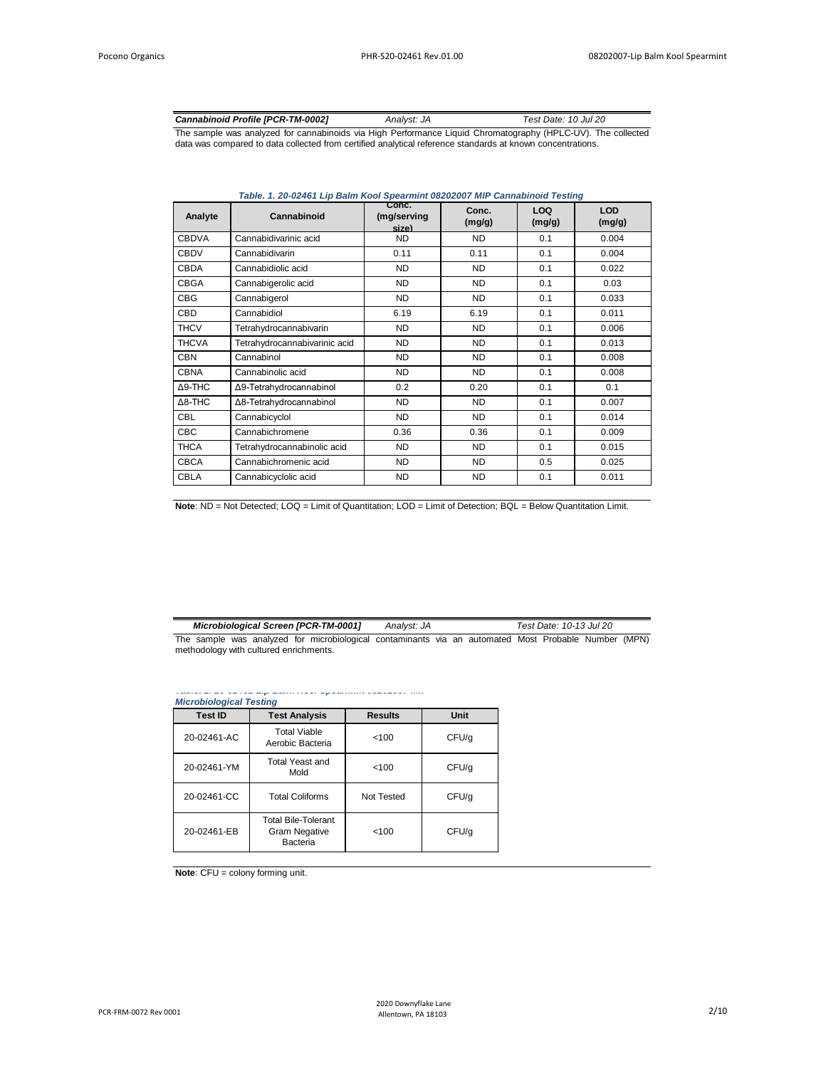**Cannabinoid Profile [PCR-TM-0002]** *Analyst: JA* *Test Date: 10 Jul 20*

The sample was analyzed for cannabinoids via High Performance Liquid Chromatography (HPLC-UV). The collected data was compared to data collected from certified analytical reference standards at known concentrations.

*Table. 1. 20-02461 Lip Balm Kool Spearmint 08202007 MIP Cannabinoid Testing*

| Analyte | Cannabinoid | Conc. (mg/serving size) | Conc. (mg/g) | LOQ (mg/g) | LOD (mg/g) |
|---|---|---|---|---|---|
| CBDVA | Cannabidivarinic acid | ND | ND | 0.1 | 0.004 |
| CBDV | Cannabidivarin | 0.11 | 0.11 | 0.1 | 0.004 |
| CBDA | Cannabidiolic acid | ND | ND | 0.1 | 0.022 |
| CBGA | Cannabigerolic acid | ND | ND | 0.1 | 0.03 |
| CBG | Cannabigerol | ND | ND | 0.1 | 0.033 |
| CBD | Cannabidiol | 6.19 | 6.19 | 0.1 | 0.011 |
| THCV | Tetrahydrocannabivarin | ND | ND | 0.1 | 0.006 |
| THCVA | Tetrahydrocannabivarinic acid | ND | ND | 0.1 | 0.013 |
| CBN | Cannabinol | ND | ND | 0.1 | 0.008 |
| CBNA | Cannabinolic acid | ND | ND | 0.1 | 0.008 |
| Δ9-THC | Δ9-Tetrahydrocannabinol | 0.2 | 0.20 | 0.1 | 0.1 |
| Δ8-THC | Δ8-Tetrahydrocannabinol | ND | ND | 0.1 | 0.007 |
| CBL | Cannabicyclol | ND | ND | 0.1 | 0.014 |
| CBC | Cannabichromene | 0.36 | 0.36 | 0.1 | 0.009 |
| THCA | Tetrahydrocannabinolic acid | ND | ND | 0.1 | 0.015 |
| CBCA | Cannabichromenic acid | ND | ND | 0.5 | 0.025 |
| CBLA | Cannabicyclolic acid | ND | ND | 0.1 | 0.011 |

**Note**: ND = Not Detected; LOQ = Limit of Quantitation; LOD = Limit of Detection; BQL = Below Quantitation Limit.

**Microbiological Screen [PCR-TM-0001]** *Analyst: JA* *Test Date: 10-13 Jul 20*

The sample was analyzed for microbiological contaminants via an automated Most Probable Number (MPN) methodology with cultured enrichments.

*Table. 2. 20-02461 Lip Balm Kool Spearmint 08202007 MIP Microbiological Testing*

| Test ID | Test Analysis | Results | Unit |
|---|---|---|---|
| 20-02461-AC | Total Viable Aerobic Bacteria | <100 | CFU/g |
| 20-02461-YM | Total Yeast and Mold | <100 | CFU/g |
| 20-02461-CC | Total Coliforms | Not Tested | CFU/g |
| 20-02461-EB | Total Bile-Tolerant Gram Negative Bacteria | <100 | CFU/g |

**Note**: CFU = colony forming unit.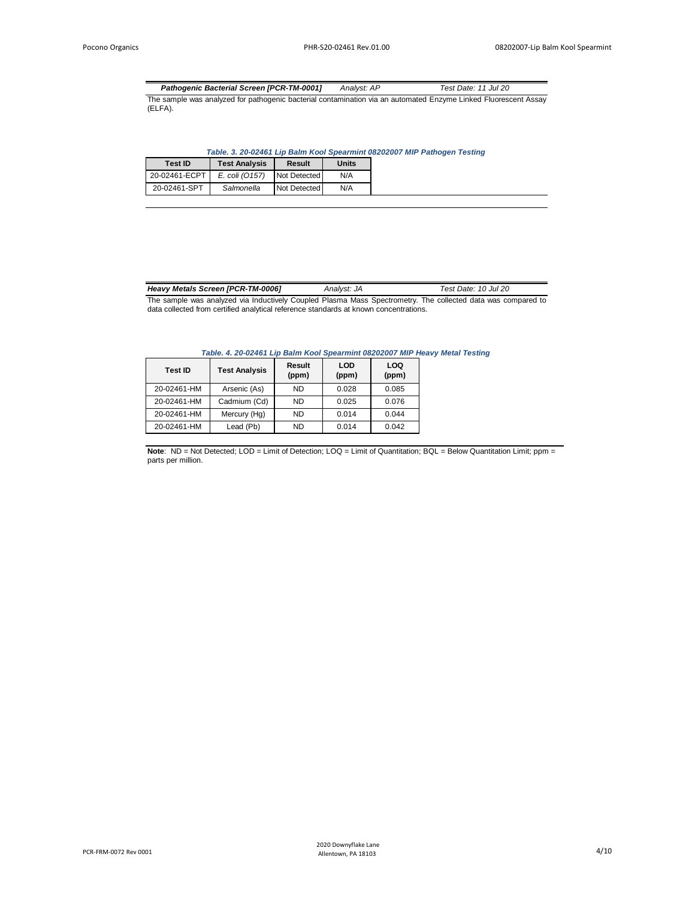**_Pathogenic Bacterial Screen [PCR-TM-0001]_** _Analyst: AP_ _Test Date: 11 Jul 20_

The sample was analyzed for pathogenic bacterial contamination via an automated Enzyme Linked Fluorescent Assay (ELFA).

***Table. 3. 20-02461 Lip Balm Kool Spearmint 08202007 MIP Pathogen Testing***

| Test ID | Test Analysis | Result | Units |
|---|---|---|---|
| 20-02461-ECPT | *E. coli (O157)* | Not Detected | N/A |
| 20-02461-SPT | *Salmonella* | Not Detected | N/A |

**_Heavy Metals Screen [PCR-TM-0006]_** _Analyst: JA_ _Test Date: 10 Jul 20_

The sample was analyzed via Inductively Coupled Plasma Mass Spectrometry. The collected data was compared to data collected from certified analytical reference standards at known concentrations.

***Table. 4. 20-02461 Lip Balm Kool Spearmint 08202007 MIP Heavy Metal Testing***

| Test ID | Test Analysis | Result (ppm) | LOD (ppm) | LOQ (ppm) |
|---|---|---|---|---|
| 20-02461-HM | Arsenic (As) | ND | 0.028 | 0.085 |
| 20-02461-HM | Cadmium (Cd) | ND | 0.025 | 0.076 |
| 20-02461-HM | Mercury (Hg) | ND | 0.014 | 0.044 |
| 20-02461-HM | Lead (Pb) | ND | 0.014 | 0.042 |

**Note**: ND = Not Detected; LOD = Limit of Detection; LOQ = Limit of Quantitation; BQL = Below Quantitation Limit; ppm = parts per million.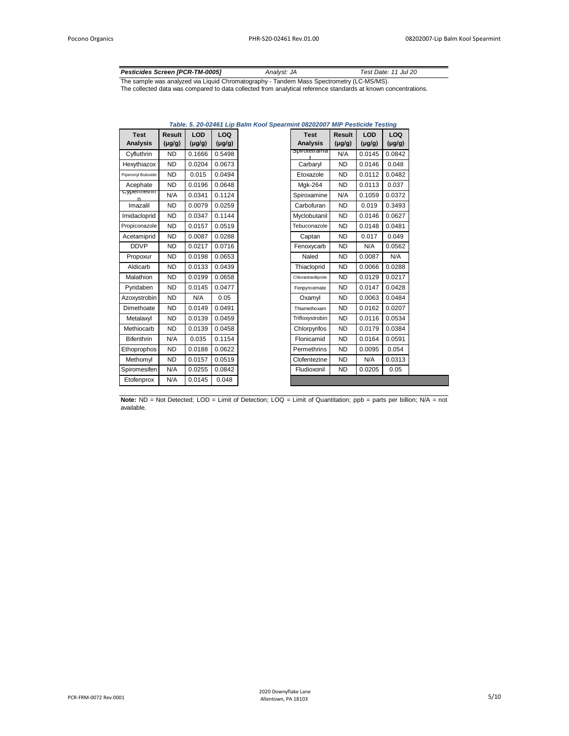***Pesticides Screen [PCR-TM-0005]*** *Analyst: JA* *Test Date: 11 Jul 20*

The sample was analyzed via Liquid Chromatography - Tandem Mass Spectrometry (LC-MS/MS).
The collected data was compared to data collected from analytical reference standards at known concentrations.

***Table. 5. 20-02461 Lip Balm Kool Spearmint 08202007 MIP Pesticide Testing***

| Test Analysis | Result (µg/g) | LOD (µg/g) | LOQ (µg/g) |
|---|---|---|---|
| Cyfluthrin | ND | 0.1666 | 0.5498 |
| Hexythiazox | ND | 0.0204 | 0.0673 |
| Piperonyl Butoxide | ND | 0.015 | 0.0494 |
| Acephate | ND | 0.0196 | 0.0648 |
| Cypermethrin | N/A | 0.0341 | 0.1124 |
| Imazalil | ND | 0.0079 | 0.0259 |
| Imidacloprid | ND | 0.0347 | 0.1144 |
| Propiconazole | ND | 0.0157 | 0.0519 |
| Acetamiprid | ND | 0.0087 | 0.0288 |
| DDVP | ND | 0.0217 | 0.0716 |
| Propoxur | ND | 0.0198 | 0.0653 |
| Aldicarb | ND | 0.0133 | 0.0439 |
| Malathion | ND | 0.0199 | 0.0658 |
| Pyridaben | ND | 0.0145 | 0.0477 |
| Azoxystrobin | ND | N/A | 0.05 |
| Dimethoate | ND | 0.0149 | 0.0491 |
| Metalaxyl | ND | 0.0139 | 0.0459 |
| Methiocarb | ND | 0.0139 | 0.0458 |
| Bifenthrin | N/A | 0.035 | 0.1154 |
| Ethoprophos | ND | 0.0188 | 0.0622 |
| Methomyl | ND | 0.0157 | 0.0519 |
| Spiromesifen | N/A | 0.0255 | 0.0842 |
| Etofenprox | N/A | 0.0145 | 0.048 |

| Test Analysis | Result (µg/g) | LOD (µg/g) | LOQ (µg/g) |
|---|---|---|---|
| Spirotetramat | N/A | 0.0145 | 0.0842 |
| Carbaryl | ND | 0.0146 | 0.048 |
| Etoxazole | ND | 0.0112 | 0.0482 |
| Mgk-264 | ND | 0.0113 | 0.037 |
| Spiroxamine | N/A | 0.1059 | 0.0372 |
| Carbofuran | ND | 0.019 | 0.3493 |
| Myclobutanil | ND | 0.0146 | 0.0627 |
| Tebuconazole | ND | 0.0148 | 0.0481 |
| Captan | ND | 0.017 | 0.049 |
| Fenoxycarb | ND | N/A | 0.0562 |
| Naled | ND | 0.0087 | N/A |
| Thiacloprid | ND | 0.0066 | 0.0288 |
| Chlorantraniliprole | ND | 0.0129 | 0.0217 |
| Fenpyroximate | ND | 0.0147 | 0.0428 |
| Oxamyl | ND | 0.0063 | 0.0484 |
| Thiamethoxam | ND | 0.0162 | 0.0207 |
| Trifloxystrobin | ND | 0.0116 | 0.0534 |
| Chlorpyrifos | ND | 0.0179 | 0.0384 |
| Flonicamid | ND | 0.0164 | 0.0591 |
| Permethrins | ND | 0.0095 | 0.054 |
| Clofentezine | ND | N/A | 0.0313 |
| Fludioxonil | ND | 0.0205 | 0.05 |

**Note:** ND = Not Detected; LOD = Limit of Detection; LOQ = Limit of Quantitation; ppb = parts per billion; N/A = not available.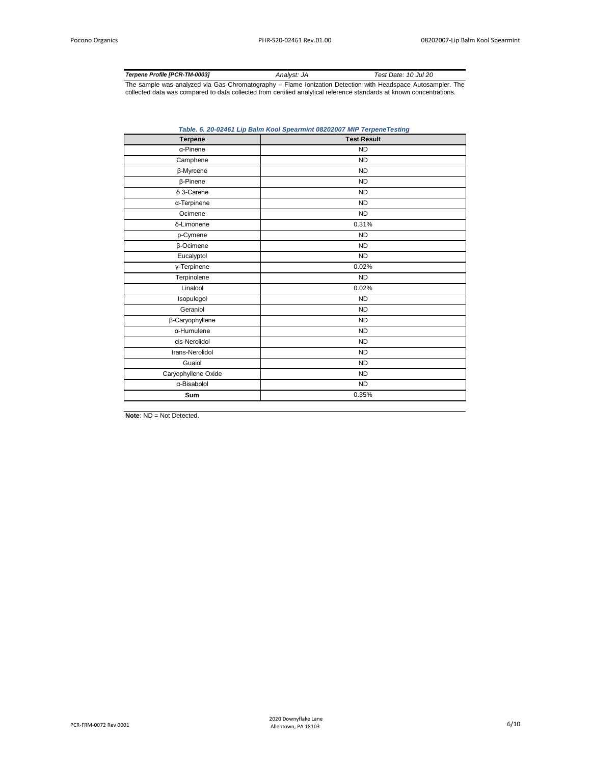*Terpene Profile [PCR-TM-0003]* *Analyst: JA* *Test Date: 10 Jul 20*

The sample was analyzed via Gas Chromatography – Flame Ionization Detection with Headspace Autosampler. The collected data was compared to data collected from certified analytical reference standards at known concentrations.

*Table. 6. 20-02461 Lip Balm Kool Spearmint 08202007 MIP TerpeneTesting*

| Terpene | Test Result |
|---|---|
| α-Pinene | ND |
| Camphene | ND |
| β-Myrcene | ND |
| β-Pinene | ND |
| δ 3-Carene | ND |
| α-Terpinene | ND |
| Ocimene | ND |
| δ-Limonene | 0.31% |
| p-Cymene | ND |
| β-Ocimene | ND |
| Eucalyptol | ND |
| γ-Terpinene | 0.02% |
| Terpinolene | ND |
| Linalool | 0.02% |
| Isopulegol | ND |
| Geraniol | ND |
| β-Caryophyllene | ND |
| α-Humulene | ND |
| cis-Nerolidol | ND |
| trans-Nerolidol | ND |
| Guaiol | ND |
| Caryophyllene Oxide | ND |
| α-Bisabolol | ND |
| **Sum** | 0.35% |

**Note**: ND = Not Detected.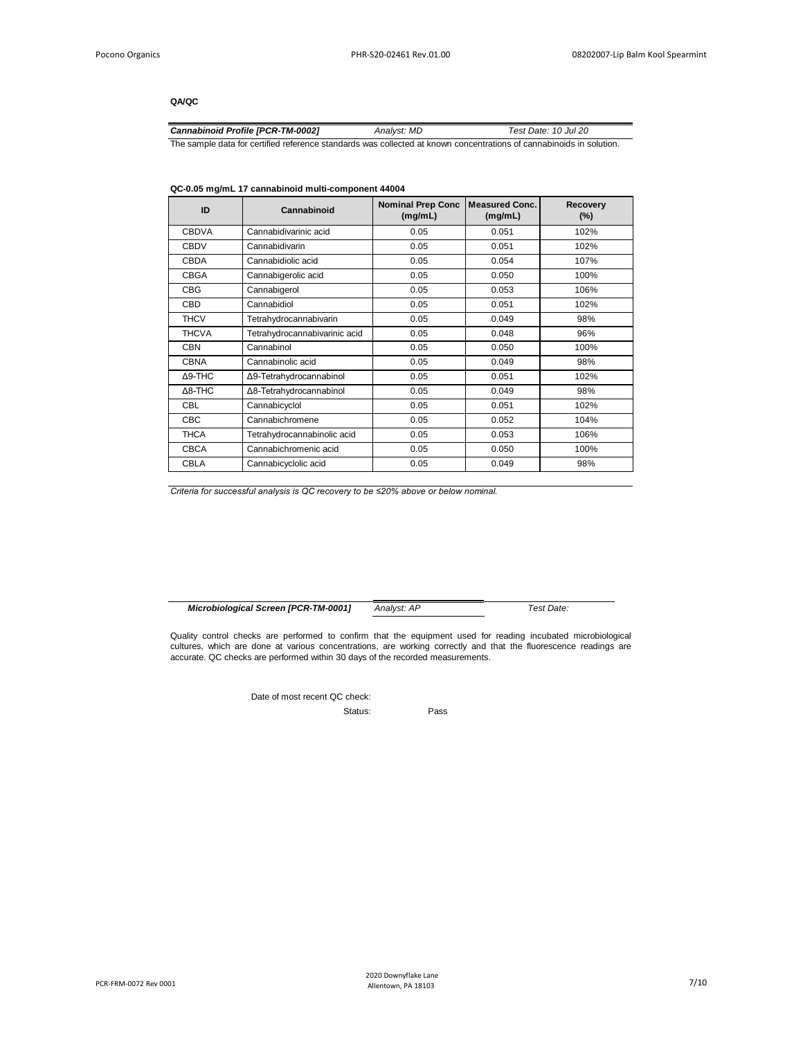**QA/QC**

***Cannabinoid Profile [PCR-TM-0002]*** *Analyst: MD* *Test Date: 10 Jul 20*

The sample data for certified reference standards was collected at known concentrations of cannabinoids in solution.

**QC-0.05 mg/mL 17 cannabinoid multi-component 44004**

| ID | Cannabinoid | Nominal Prep Conc (mg/mL) | Measured Conc. (mg/mL) | Recovery (%) |
|---|---|---|---|---|
| CBDVA | Cannabidivarinic acid | 0.05 | 0.051 | 102% |
| CBDV | Cannabidivarin | 0.05 | 0.051 | 102% |
| CBDA | Cannabidiolic acid | 0.05 | 0.054 | 107% |
| CBGA | Cannabigerolic acid | 0.05 | 0.050 | 100% |
| CBG | Cannabigerol | 0.05 | 0.053 | 106% |
| CBD | Cannabidiol | 0.05 | 0.051 | 102% |
| THCV | Tetrahydrocannabivarin | 0.05 | 0.049 | 98% |
| THCVA | Tetrahydrocannabivarinic acid | 0.05 | 0.048 | 96% |
| CBN | Cannabinol | 0.05 | 0.050 | 100% |
| CBNA | Cannabinolic acid | 0.05 | 0.049 | 98% |
| Δ9-THC | Δ9-Tetrahydrocannabinol | 0.05 | 0.051 | 102% |
| Δ8-THC | Δ8-Tetrahydrocannabinol | 0.05 | 0.049 | 98% |
| CBL | Cannabicyclol | 0.05 | 0.051 | 102% |
| CBC | Cannabichromene | 0.05 | 0.052 | 104% |
| THCA | Tetrahydrocannabinolic acid | 0.05 | 0.053 | 106% |
| CBCA | Cannabichromenic acid | 0.05 | 0.050 | 100% |
| CBLA | Cannabicyclolic acid | 0.05 | 0.049 | 98% |

*Criteria for successful analysis is QC recovery to be ≤20% above or below nominal.*

***Microbiological Screen [PCR-TM-0001]*** *Analyst: AP* *Test Date:*

Quality control checks are performed to confirm that the equipment used for reading incubated microbiological cultures, which are done at various concentrations, are working correctly and that the fluorescence readings are accurate. QC checks are performed within 30 days of the recorded measurements.

Date of most recent QC check:

Status: Pass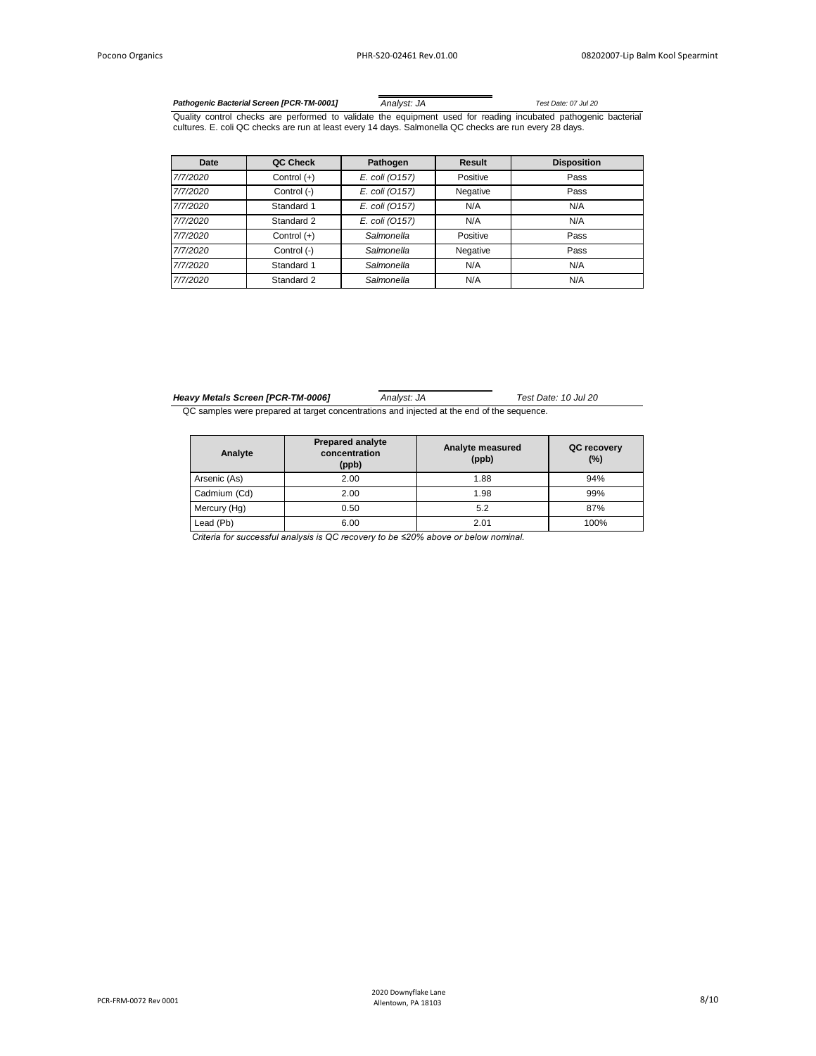***Pathogenic Bacterial Screen [PCR-TM-0001]*** *Analyst: JA* *Test Date: 07 Jul 20*

Quality control checks are performed to validate the equipment used for reading incubated pathogenic bacterial cultures. E. coli QC checks are run at least every 14 days. Salmonella QC checks are run every 28 days.

| Date | QC Check | Pathogen | Result | Disposition |
|---|---|---|---|---|
| *7/7/2020* | Control (+) | *E. coli (O157)* | Positive | Pass |
| *7/7/2020* | Control (-) | *E. coli (O157)* | Negative | Pass |
| *7/7/2020* | Standard 1 | *E. coli (O157)* | N/A | N/A |
| *7/7/2020* | Standard 2 | *E. coli (O157)* | N/A | N/A |
| *7/7/2020* | Control (+) | *Salmonella* | Positive | Pass |
| *7/7/2020* | Control (-) | *Salmonella* | Negative | Pass |
| *7/7/2020* | Standard 1 | *Salmonella* | N/A | N/A |
| *7/7/2020* | Standard 2 | *Salmonella* | N/A | N/A |

***Heavy Metals Screen [PCR-TM-0006]*** *Analyst: JA* *Test Date: 10 Jul 20*

QC samples were prepared at target concentrations and injected at the end of the sequence.

| Analyte | Prepared analyte concentration (ppb) | Analyte measured (ppb) | QC recovery (%) |
|---|---|---|---|
| Arsenic (As) | 2.00 | 1.88 | 94% |
| Cadmium (Cd) | 2.00 | 1.98 | 99% |
| Mercury (Hg) | 0.50 | 5.2 | 87% |
| Lead (Pb) | 6.00 | 2.01 | 100% |

*Criteria for successful analysis is QC recovery to be ≤20% above or below nominal.*

2020 Downyflake Lane
Allentown, PA 18103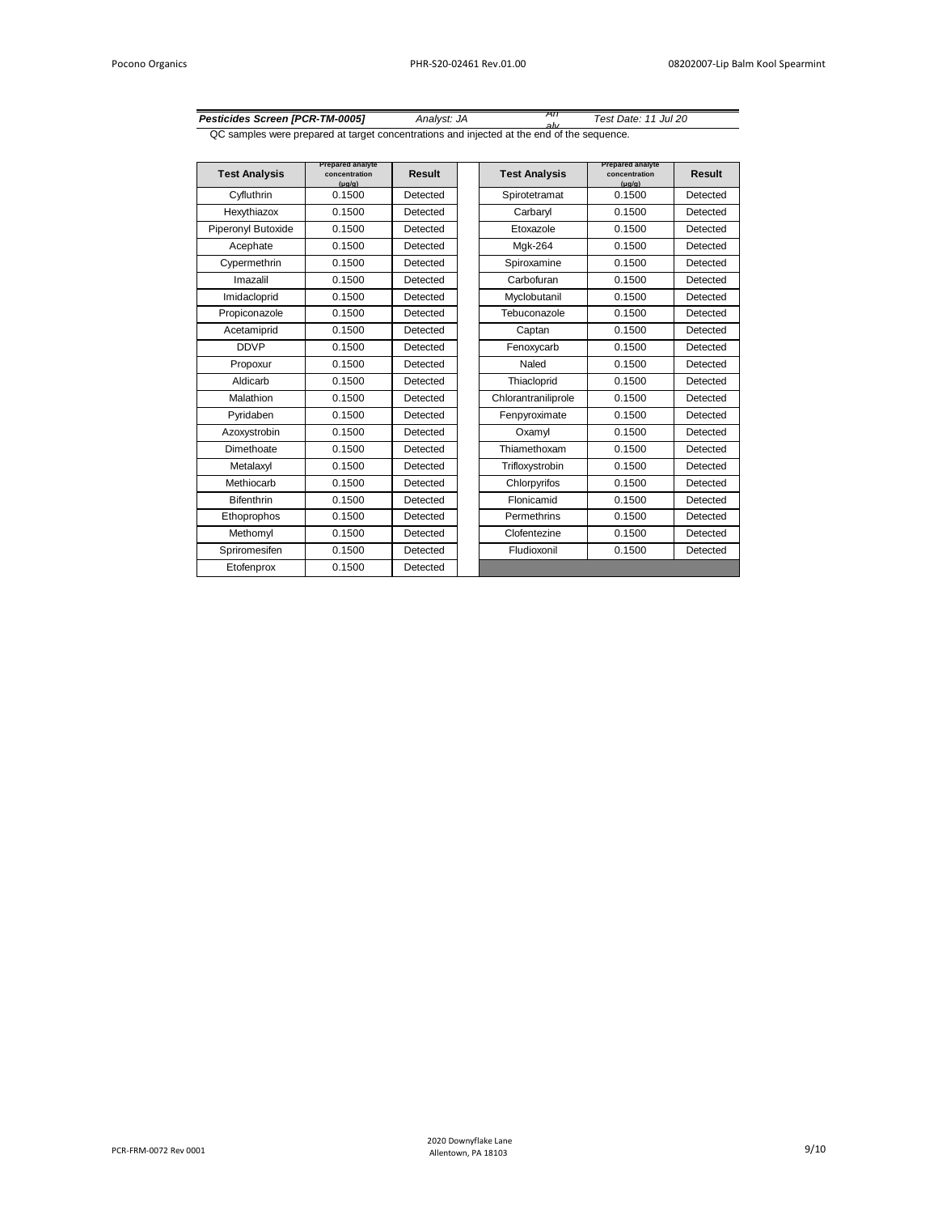***Pesticides Screen [PCR-TM-0005]*** *Analyst: JA* *An aly* *Test Date: 11 Jul 20*

QC samples were prepared at target concentrations and injected at the end of the sequence.

| Test Analysis | Prepared analyte concentration (µg/g) | Result | | Test Analysis | Prepared analyte concentration (µg/g) | Result |
|---|---|---|---|---|---|---|
| Cyfluthrin | 0.1500 | Detected | | Spirotetramat | 0.1500 | Detected |
| Hexythiazox | 0.1500 | Detected | | Carbaryl | 0.1500 | Detected |
| Piperonyl Butoxide | 0.1500 | Detected | | Etoxazole | 0.1500 | Detected |
| Acephate | 0.1500 | Detected | | Mgk-264 | 0.1500 | Detected |
| Cypermethrin | 0.1500 | Detected | | Spiroxamine | 0.1500 | Detected |
| Imazalil | 0.1500 | Detected | | Carbofuran | 0.1500 | Detected |
| Imidacloprid | 0.1500 | Detected | | Myclobutanil | 0.1500 | Detected |
| Propiconazole | 0.1500 | Detected | | Tebuconazole | 0.1500 | Detected |
| Acetamiprid | 0.1500 | Detected | | Captan | 0.1500 | Detected |
| DDVP | 0.1500 | Detected | | Fenoxycarb | 0.1500 | Detected |
| Propoxur | 0.1500 | Detected | | Naled | 0.1500 | Detected |
| Aldicarb | 0.1500 | Detected | | Thiacloprid | 0.1500 | Detected |
| Malathion | 0.1500 | Detected | | Chlorantraniliprole | 0.1500 | Detected |
| Pyridaben | 0.1500 | Detected | | Fenpyroximate | 0.1500 | Detected |
| Azoxystrobin | 0.1500 | Detected | | Oxamyl | 0.1500 | Detected |
| Dimethoate | 0.1500 | Detected | | Thiamethoxam | 0.1500 | Detected |
| Metalaxyl | 0.1500 | Detected | | Trifloxystrobin | 0.1500 | Detected |
| Methiocarb | 0.1500 | Detected | | Chlorpyrifos | 0.1500 | Detected |
| Bifenthrin | 0.1500 | Detected | | Flonicamid | 0.1500 | Detected |
| Ethoprophos | 0.1500 | Detected | | Permethrins | 0.1500 | Detected |
| Methomyl | 0.1500 | Detected | | Clofentezine | 0.1500 | Detected |
| Spriromesifen | 0.1500 | Detected | | Fludioxonil | 0.1500 | Detected |
| Etofenprox | 0.1500 | Detected | | | | |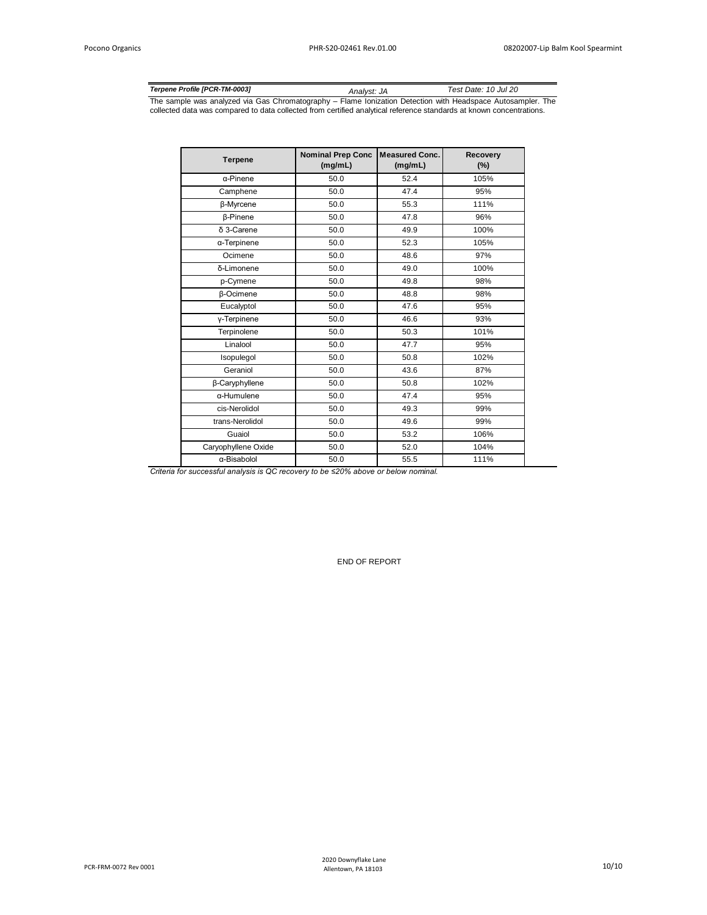***Terpene Profile [PCR-TM-0003]*** *Analyst: JA* *Test Date: 10 Jul 20*

The sample was analyzed via Gas Chromatography – Flame Ionization Detection with Headspace Autosampler. The collected data was compared to data collected from certified analytical reference standards at known concentrations.

| Terpene | Nominal Prep Conc (mg/mL) | Measured Conc. (mg/mL) | Recovery (%) |
|---|---|---|---|
| α-Pinene | 50.0 | 52.4 | 105% |
| Camphene | 50.0 | 47.4 | 95% |
| β-Myrcene | 50.0 | 55.3 | 111% |
| β-Pinene | 50.0 | 47.8 | 96% |
| δ 3-Carene | 50.0 | 49.9 | 100% |
| α-Terpinene | 50.0 | 52.3 | 105% |
| Ocimene | 50.0 | 48.6 | 97% |
| δ-Limonene | 50.0 | 49.0 | 100% |
| p-Cymene | 50.0 | 49.8 | 98% |
| β-Ocimene | 50.0 | 48.8 | 98% |
| Eucalyptol | 50.0 | 47.6 | 95% |
| γ-Terpinene | 50.0 | 46.6 | 93% |
| Terpinolene | 50.0 | 50.3 | 101% |
| Linalool | 50.0 | 47.7 | 95% |
| Isopulegol | 50.0 | 50.8 | 102% |
| Geraniol | 50.0 | 43.6 | 87% |
| β-Caryphyllene | 50.0 | 50.8 | 102% |
| α-Humulene | 50.0 | 47.4 | 95% |
| cis-Nerolidol | 50.0 | 49.3 | 99% |
| trans-Nerolidol | 50.0 | 49.6 | 99% |
| Guaiol | 50.0 | 53.2 | 106% |
| Caryophyllene Oxide | 50.0 | 52.0 | 104% |
| α-Bisabolol | 50.0 | 55.5 | 111% |

*Criteria for successful analysis is QC recovery to be ≤20% above or below nominal.*

END OF REPORT